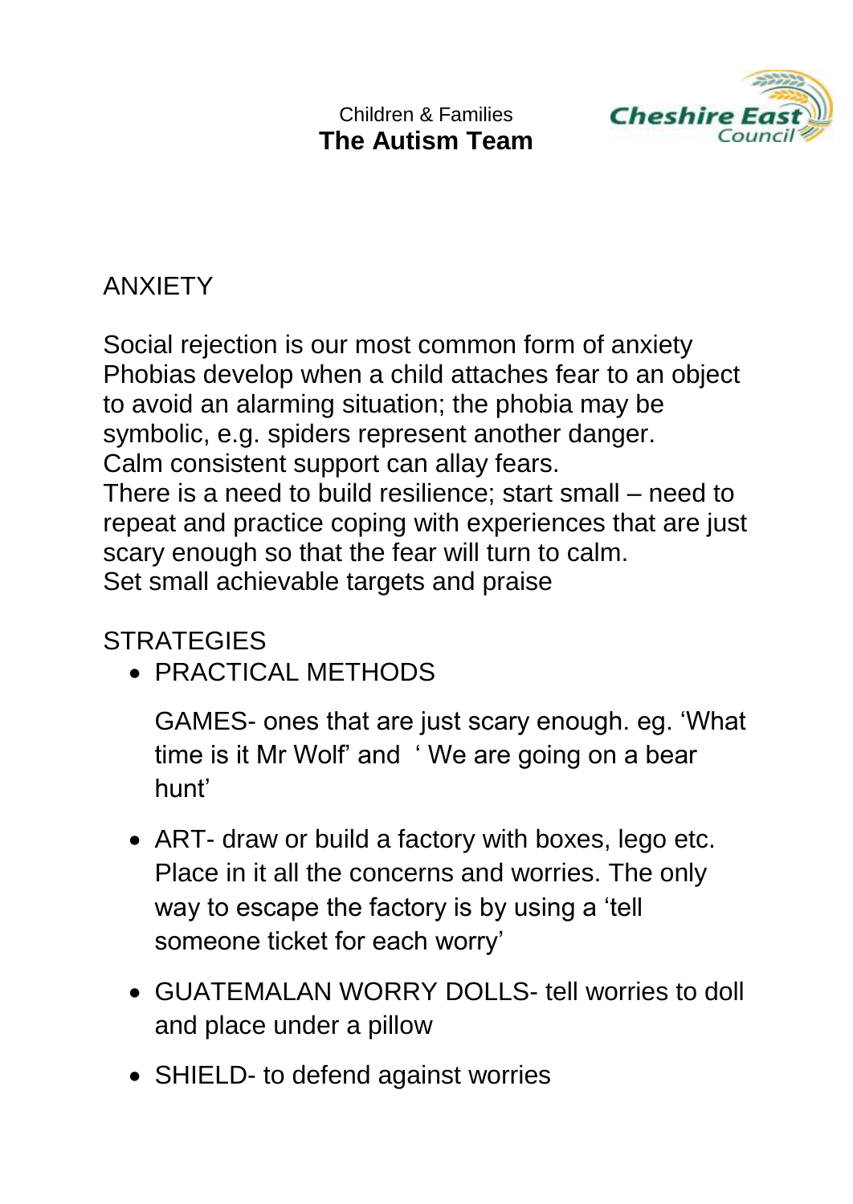Children & Families

**The Autism Team**

Cheshire East Council

ANXIETY

Social rejection is our most common form of anxiety
Phobias develop when a child attaches fear to an object to avoid an alarming situation; the phobia may be symbolic, e.g. spiders represent another danger.
Calm consistent support can allay fears.
There is a need to build resilience; start small – need to repeat and practice coping with experiences that are just scary enough so that the fear will turn to calm.
Set small achievable targets and praise

STRATEGIES

- PRACTICAL METHODS

  GAMES- ones that are just scary enough. eg. 'What time is it Mr Wolf' and ' We are going on a bear hunt'

- ART- draw or build a factory with boxes, lego etc. Place in it all the concerns and worries. The only way to escape the factory is by using a 'tell someone ticket for each worry'

- GUATEMALAN WORRY DOLLS- tell worries to doll and place under a pillow

- SHIELD- to defend against worries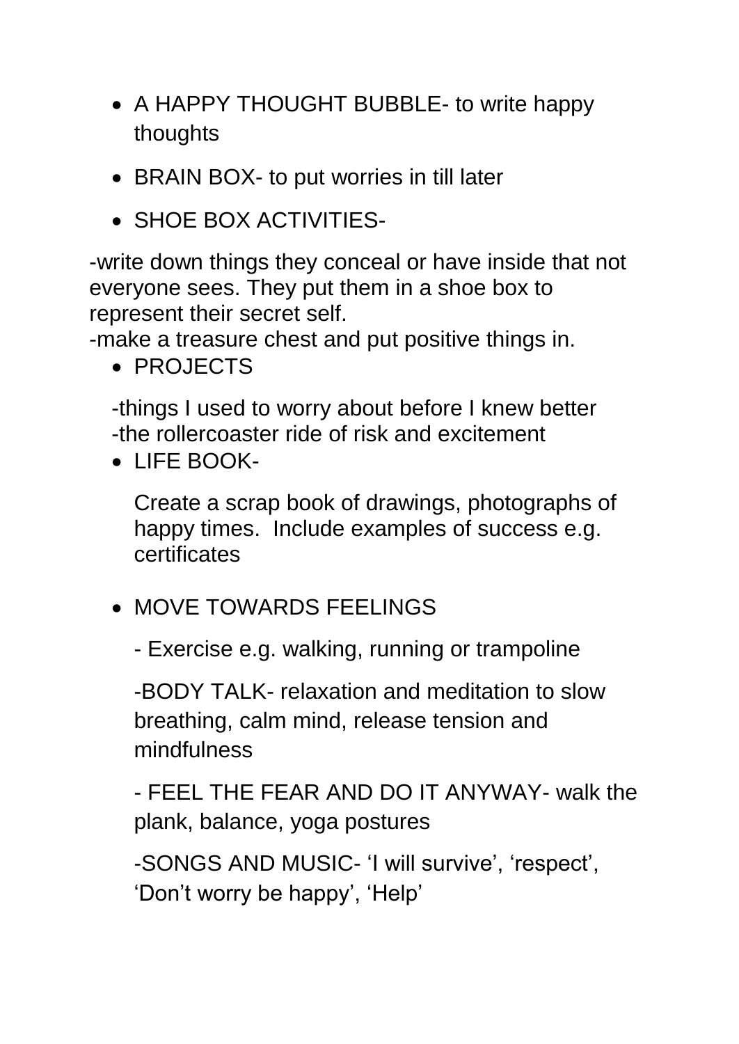- A HAPPY THOUGHT BUBBLE- to write happy thoughts
- BRAIN BOX- to put worries in till later
- SHOE BOX ACTIVITIES-

-write down things they conceal or have inside that not everyone sees. They put them in a shoe box to represent their secret self.
-make a treasure chest and put positive things in.

- PROJECTS

  -things I used to worry about before I knew better
  -the rollercoaster ride of risk and excitement

- LIFE BOOK-

  Create a scrap book of drawings, photographs of happy times. Include examples of success e.g. certificates

- MOVE TOWARDS FEELINGS

  - Exercise e.g. walking, running or trampoline

  -BODY TALK- relaxation and meditation to slow breathing, calm mind, release tension and mindfulness

  - FEEL THE FEAR AND DO IT ANYWAY- walk the plank, balance, yoga postures

  -SONGS AND MUSIC- 'I will survive', 'respect', 'Don't worry be happy', 'Help'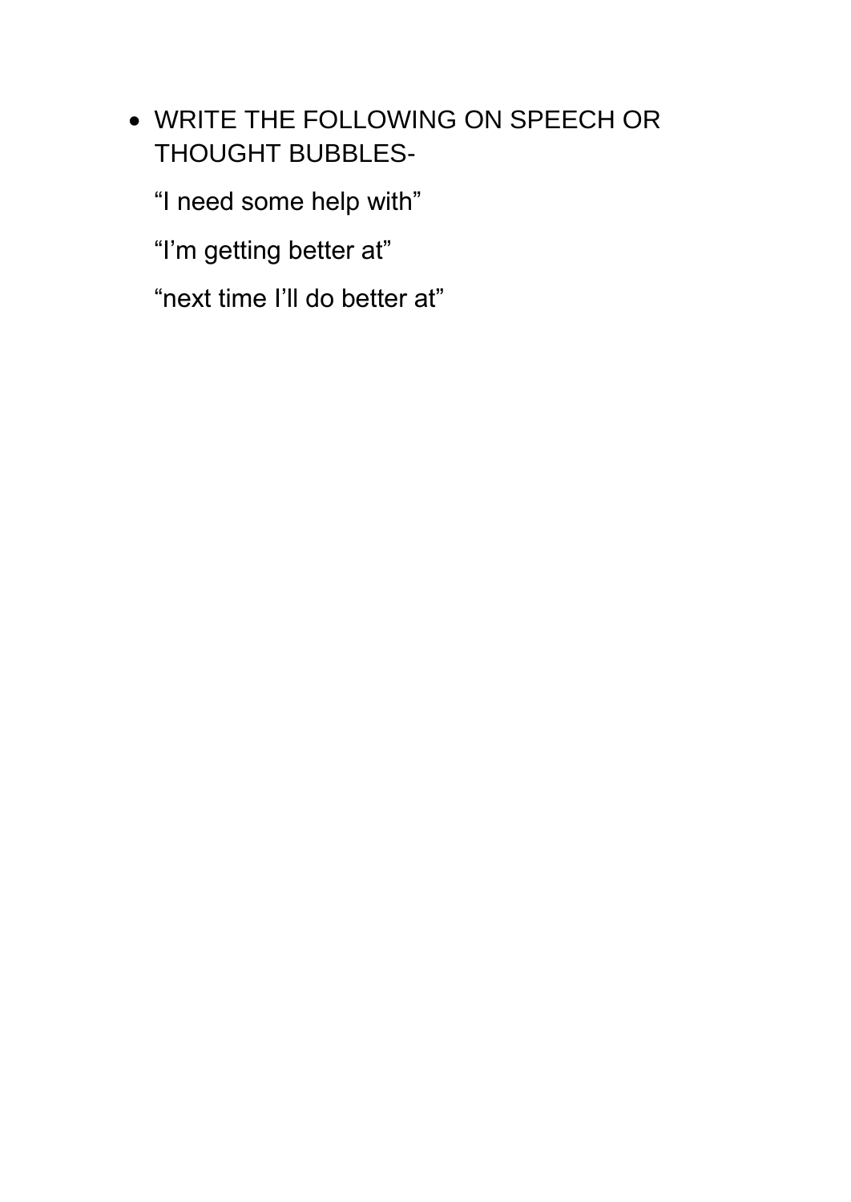- WRITE THE FOLLOWING ON SPEECH OR THOUGHT BUBBLES-

  “I need some help with”

  “I’m getting better at”

  “next time I’ll do better at”